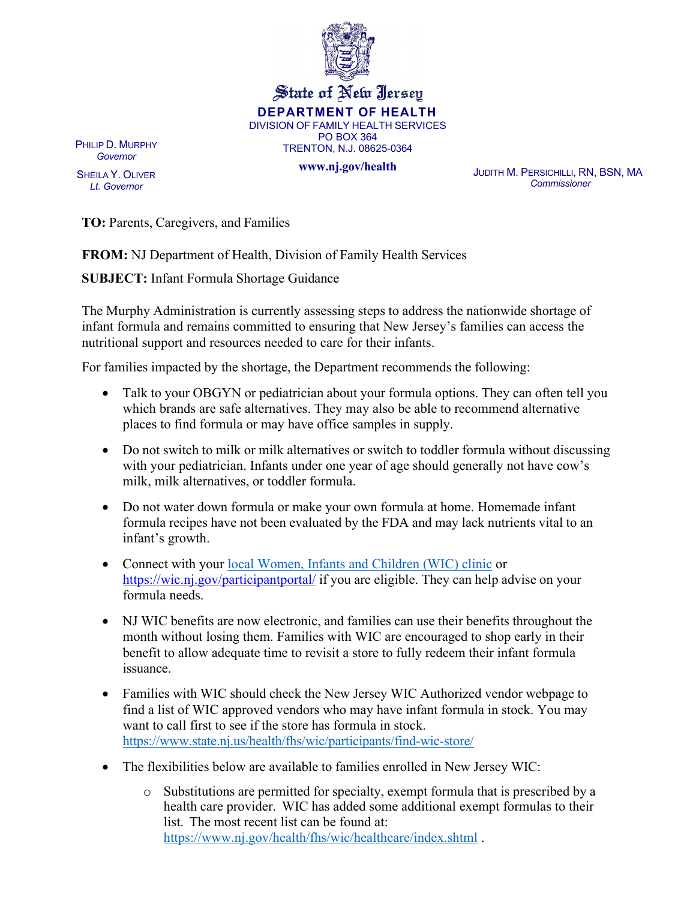**State of New Jersey**

**DEPARTMENT OF HEALTH**
DIVISION OF FAMILY HEALTH SERVICES
PO BOX 364
TRENTON, N.J. 08625-0364

**www.nj.gov/health**

PHILIP D. MURPHY
*Governor*

SHEILA Y. OLIVER
*Lt. Governor*

JUDITH M. PERSICHILLI, RN, BSN, MA
*Commissioner*

**TO:** Parents, Caregivers, and Families

**FROM:** NJ Department of Health, Division of Family Health Services

**SUBJECT:** Infant Formula Shortage Guidance

The Murphy Administration is currently assessing steps to address the nationwide shortage of infant formula and remains committed to ensuring that New Jersey's families can access the nutritional support and resources needed to care for their infants.

For families impacted by the shortage, the Department recommends the following:

- Talk to your OBGYN or pediatrician about your formula options. They can often tell you which brands are safe alternatives. They may also be able to recommend alternative places to find formula or may have office samples in supply.
- Do not switch to milk or milk alternatives or switch to toddler formula without discussing with your pediatrician. Infants under one year of age should generally not have cow's milk, milk alternatives, or toddler formula.
- Do not water down formula or make your own formula at home. Homemade infant formula recipes have not been evaluated by the FDA and may lack nutrients vital to an infant's growth.
- Connect with your local Women, Infants and Children (WIC) clinic or https://wic.nj.gov/participantportal/ if you are eligible. They can help advise on your formula needs.
- NJ WIC benefits are now electronic, and families can use their benefits throughout the month without losing them. Families with WIC are encouraged to shop early in their benefit to allow adequate time to revisit a store to fully redeem their infant formula issuance.
- Families with WIC should check the New Jersey WIC Authorized vendor webpage to find a list of WIC approved vendors who may have infant formula in stock. You may want to call first to see if the store has formula in stock. https://www.state.nj.us/health/fhs/wic/participants/find-wic-store/
- The flexibilities below are available to families enrolled in New Jersey WIC:
  - Substitutions are permitted for specialty, exempt formula that is prescribed by a health care provider. WIC has added some additional exempt formulas to their list. The most recent list can be found at: https://www.nj.gov/health/fhs/wic/healthcare/index.shtml .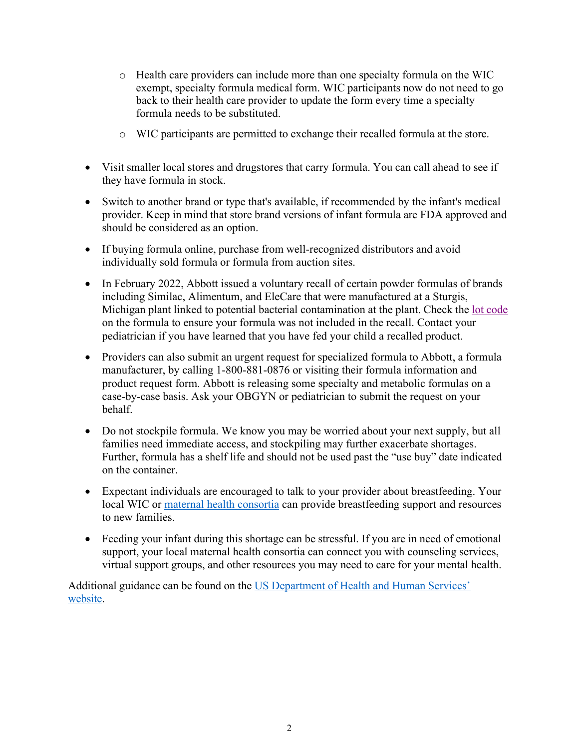- Health care providers can include more than one specialty formula on the WIC exempt, specialty formula medical form. WIC participants now do not need to go back to their health care provider to update the form every time a specialty formula needs to be substituted.
    - WIC participants are permitted to exchange their recalled formula at the store.

- Visit smaller local stores and drugstores that carry formula. You can call ahead to see if they have formula in stock.

- Switch to another brand or type that's available, if recommended by the infant's medical provider. Keep in mind that store brand versions of infant formula are FDA approved and should be considered as an option.

- If buying formula online, purchase from well-recognized distributors and avoid individually sold formula or formula from auction sites.

- In February 2022, Abbott issued a voluntary recall of certain powder formulas of brands including Similac, Alimentum, and EleCare that were manufactured at a Sturgis, Michigan plant linked to potential bacterial contamination at the plant. Check the lot code on the formula to ensure your formula was not included in the recall. Contact your pediatrician if you have learned that you have fed your child a recalled product.

- Providers can also submit an urgent request for specialized formula to Abbott, a formula manufacturer, by calling 1-800-881-0876 or visiting their formula information and product request form. Abbott is releasing some specialty and metabolic formulas on a case-by-case basis. Ask your OBGYN or pediatrician to submit the request on your behalf.

- Do not stockpile formula. We know you may be worried about your next supply, but all families need immediate access, and stockpiling may further exacerbate shortages. Further, formula has a shelf life and should not be used past the "use buy" date indicated on the container.

- Expectant individuals are encouraged to talk to your provider about breastfeeding. Your local WIC or maternal health consortia can provide breastfeeding support and resources to new families.

- Feeding your infant during this shortage can be stressful. If you are in need of emotional support, your local maternal health consortia can connect you with counseling services, virtual support groups, and other resources you may need to care for your mental health.

Additional guidance can be found on the US Department of Health and Human Services' website.